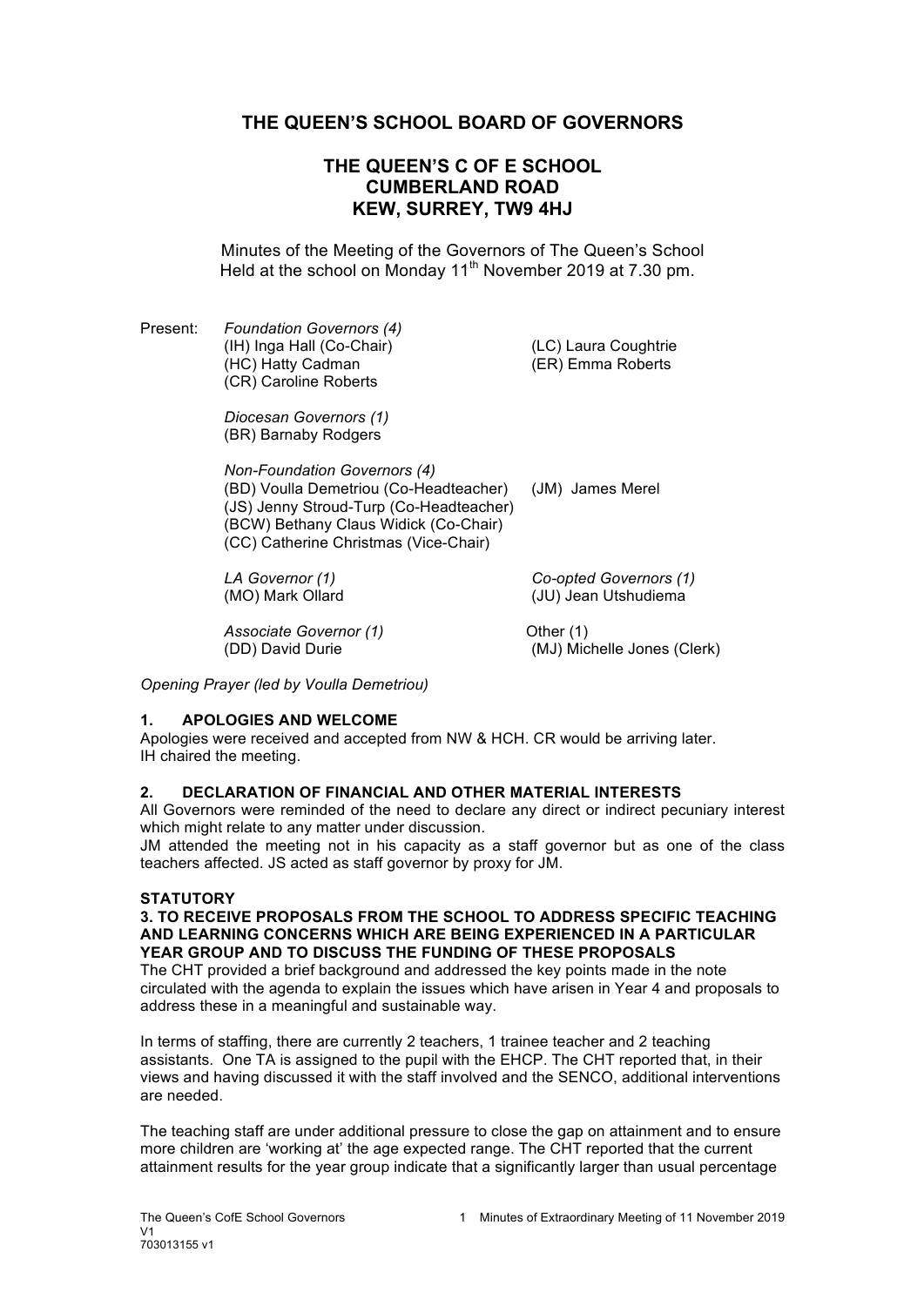# THE QUEEN'S SCHOOL BOARD OF GOVERNORS

## THE QUEEN'S C OF E SCHOOL
## CUMBERLAND ROAD
## KEW, SURREY, TW9 4HJ

Minutes of the Meeting of the Governors of The Queen's School
Held at the school on Monday 11th November 2019 at 7.30 pm.

Present:

*Foundation Governors (4)*
(IH) Inga Hall (Co-Chair)
(LC) Laura Coughtrie
(HC) Hatty Cadman
(ER) Emma Roberts
(CR) Caroline Roberts

*Diocesan Governors (1)*
(BR) Barnaby Rodgers

*Non-Foundation Governors (4)*
(BD) Voulla Demetriou (Co-Headteacher)
(JM) James Merel
(JS) Jenny Stroud-Turp (Co-Headteacher)
(BCW) Bethany Claus Widick (Co-Chair)
(CC) Catherine Christmas (Vice-Chair)

*LA Governor (1)*
(MO) Mark Ollard

*Co-opted Governors (1)*
(JU) Jean Utshudiema

*Associate Governor (1)*
(DD) David Durie

Other (1)
(MJ) Michelle Jones (Clerk)

*Opening Prayer (led by Voulla Demetriou)*

### 1. APOLOGIES AND WELCOME

Apologies were received and accepted from NW & HCH. CR would be arriving later.
IH chaired the meeting.

### 2. DECLARATION OF FINANCIAL AND OTHER MATERIAL INTERESTS

All Governors were reminded of the need to declare any direct or indirect pecuniary interest which might relate to any matter under discussion.
JM attended the meeting not in his capacity as a staff governor but as one of the class teachers affected. JS acted as staff governor by proxy for JM.

### STATUTORY

### 3. TO RECEIVE PROPOSALS FROM THE SCHOOL TO ADDRESS SPECIFIC TEACHING AND LEARNING CONCERNS WHICH ARE BEING EXPERIENCED IN A PARTICULAR YEAR GROUP AND TO DISCUSS THE FUNDING OF THESE PROPOSALS

The CHT provided a brief background and addressed the key points made in the note circulated with the agenda to explain the issues which have arisen in Year 4 and proposals to address these in a meaningful and sustainable way.

In terms of staffing, there are currently 2 teachers, 1 trainee teacher and 2 teaching assistants. One TA is assigned to the pupil with the EHCP. The CHT reported that, in their views and having discussed it with the staff involved and the SENCO, additional interventions are needed.

The teaching staff are under additional pressure to close the gap on attainment and to ensure more children are 'working at' the age expected range. The CHT reported that the current attainment results for the year group indicate that a significantly larger than usual percentage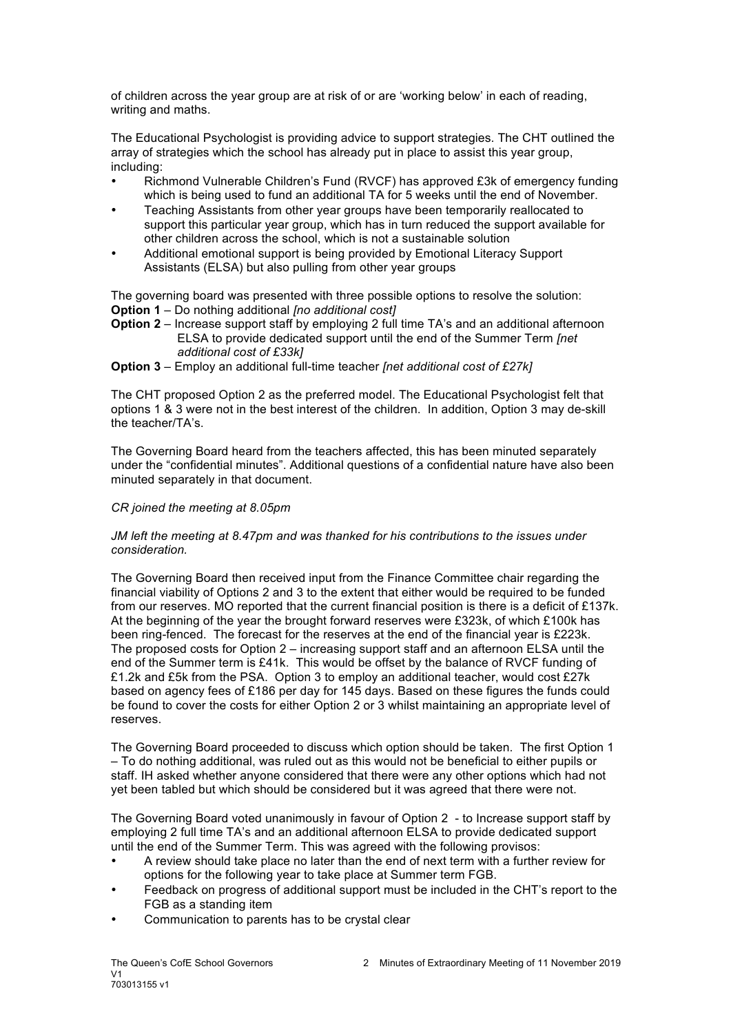of children across the year group are at risk of or are 'working below' in each of reading, writing and maths.

The Educational Psychologist is providing advice to support strategies. The CHT outlined the array of strategies which the school has already put in place to assist this year group, including:

- Richmond Vulnerable Children's Fund (RVCF) has approved £3k of emergency funding which is being used to fund an additional TA for 5 weeks until the end of November.
- Teaching Assistants from other year groups have been temporarily reallocated to support this particular year group, which has in turn reduced the support available for other children across the school, which is not a sustainable solution
- Additional emotional support is being provided by Emotional Literacy Support Assistants (ELSA) but also pulling from other year groups

The governing board was presented with three possible options to resolve the solution:

**Option 1** – Do nothing additional *[no additional cost]*

**Option 2** – Increase support staff by employing 2 full time TA's and an additional afternoon ELSA to provide dedicated support until the end of the Summer Term *[net additional cost of £33k]*

**Option 3** – Employ an additional full-time teacher *[net additional cost of £27k]*

The CHT proposed Option 2 as the preferred model. The Educational Psychologist felt that options 1 & 3 were not in the best interest of the children. In addition, Option 3 may de-skill the teacher/TA's.

The Governing Board heard from the teachers affected, this has been minuted separately under the "confidential minutes". Additional questions of a confidential nature have also been minuted separately in that document.

*CR joined the meeting at 8.05pm*

*JM left the meeting at 8.47pm and was thanked for his contributions to the issues under consideration.*

The Governing Board then received input from the Finance Committee chair regarding the financial viability of Options 2 and 3 to the extent that either would be required to be funded from our reserves. MO reported that the current financial position is there is a deficit of £137k. At the beginning of the year the brought forward reserves were £323k, of which £100k has been ring-fenced. The forecast for the reserves at the end of the financial year is £223k. The proposed costs for Option 2 – increasing support staff and an afternoon ELSA until the end of the Summer term is £41k. This would be offset by the balance of RVCF funding of £1.2k and £5k from the PSA. Option 3 to employ an additional teacher, would cost £27k based on agency fees of £186 per day for 145 days. Based on these figures the funds could be found to cover the costs for either Option 2 or 3 whilst maintaining an appropriate level of reserves.

The Governing Board proceeded to discuss which option should be taken. The first Option 1 – To do nothing additional, was ruled out as this would not be beneficial to either pupils or staff. IH asked whether anyone considered that there were any other options which had not yet been tabled but which should be considered but it was agreed that there were not.

The Governing Board voted unanimously in favour of Option 2 - to Increase support staff by employing 2 full time TA's and an additional afternoon ELSA to provide dedicated support until the end of the Summer Term. This was agreed with the following provisos:

- A review should take place no later than the end of next term with a further review for options for the following year to take place at Summer term FGB.
- Feedback on progress of additional support must be included in the CHT's report to the FGB as a standing item
- Communication to parents has to be crystal clear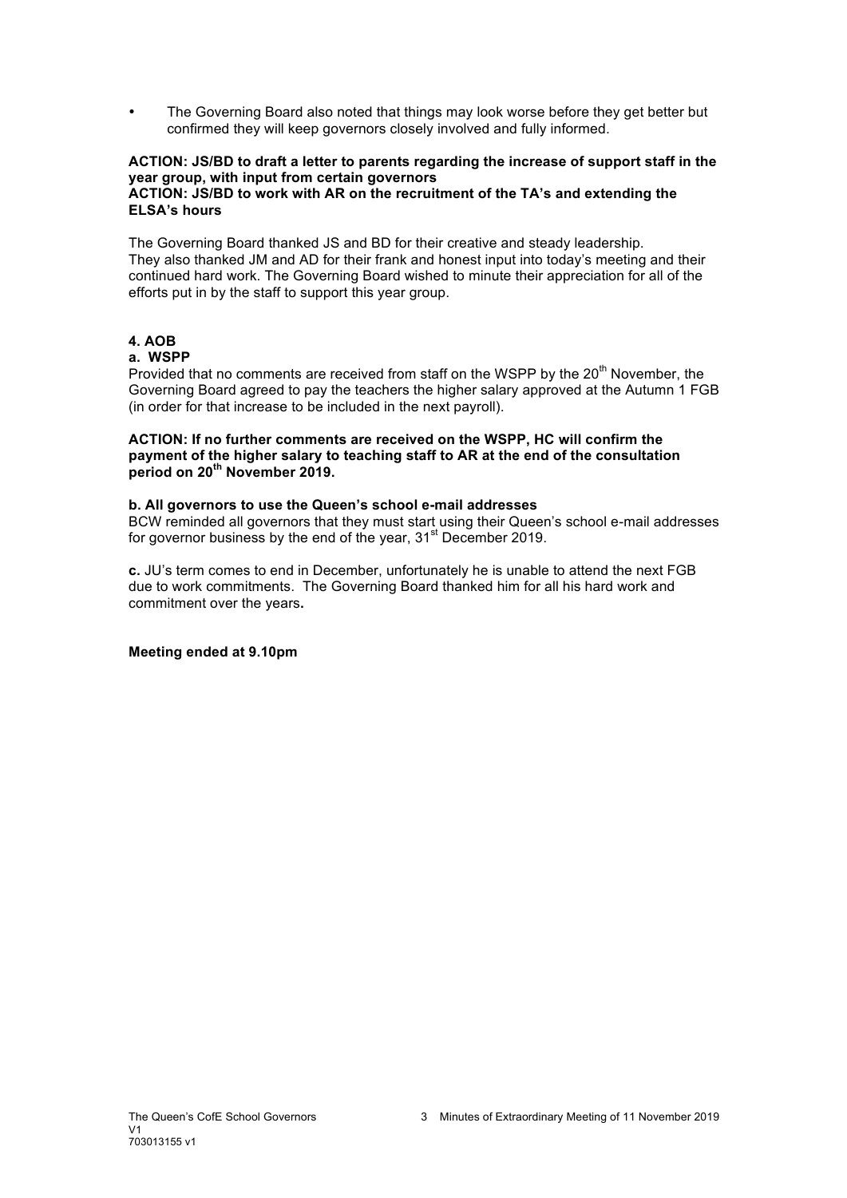- The Governing Board also noted that things may look worse before they get better but confirmed they will keep governors closely involved and fully informed.

**ACTION: JS/BD to draft a letter to parents regarding the increase of support staff in the year group, with input from certain governors**
**ACTION: JS/BD to work with AR on the recruitment of the TA's and extending the ELSA's hours**

The Governing Board thanked JS and BD for their creative and steady leadership. They also thanked JM and AD for their frank and honest input into today's meeting and their continued hard work. The Governing Board wished to minute their appreciation for all of the efforts put in by the staff to support this year group.

**4. AOB**

**a. WSPP**

Provided that no comments are received from staff on the WSPP by the 20th November, the Governing Board agreed to pay the teachers the higher salary approved at the Autumn 1 FGB (in order for that increase to be included in the next payroll).

**ACTION: If no further comments are received on the WSPP, HC will confirm the payment of the higher salary to teaching staff to AR at the end of the consultation period on 20th November 2019.**

**b. All governors to use the Queen's school e-mail addresses**

BCW reminded all governors that they must start using their Queen's school e-mail addresses for governor business by the end of the year, 31st December 2019.

**c.** JU's term comes to end in December, unfortunately he is unable to attend the next FGB due to work commitments. The Governing Board thanked him for all his hard work and commitment over the years**.**

**Meeting ended at 9.10pm**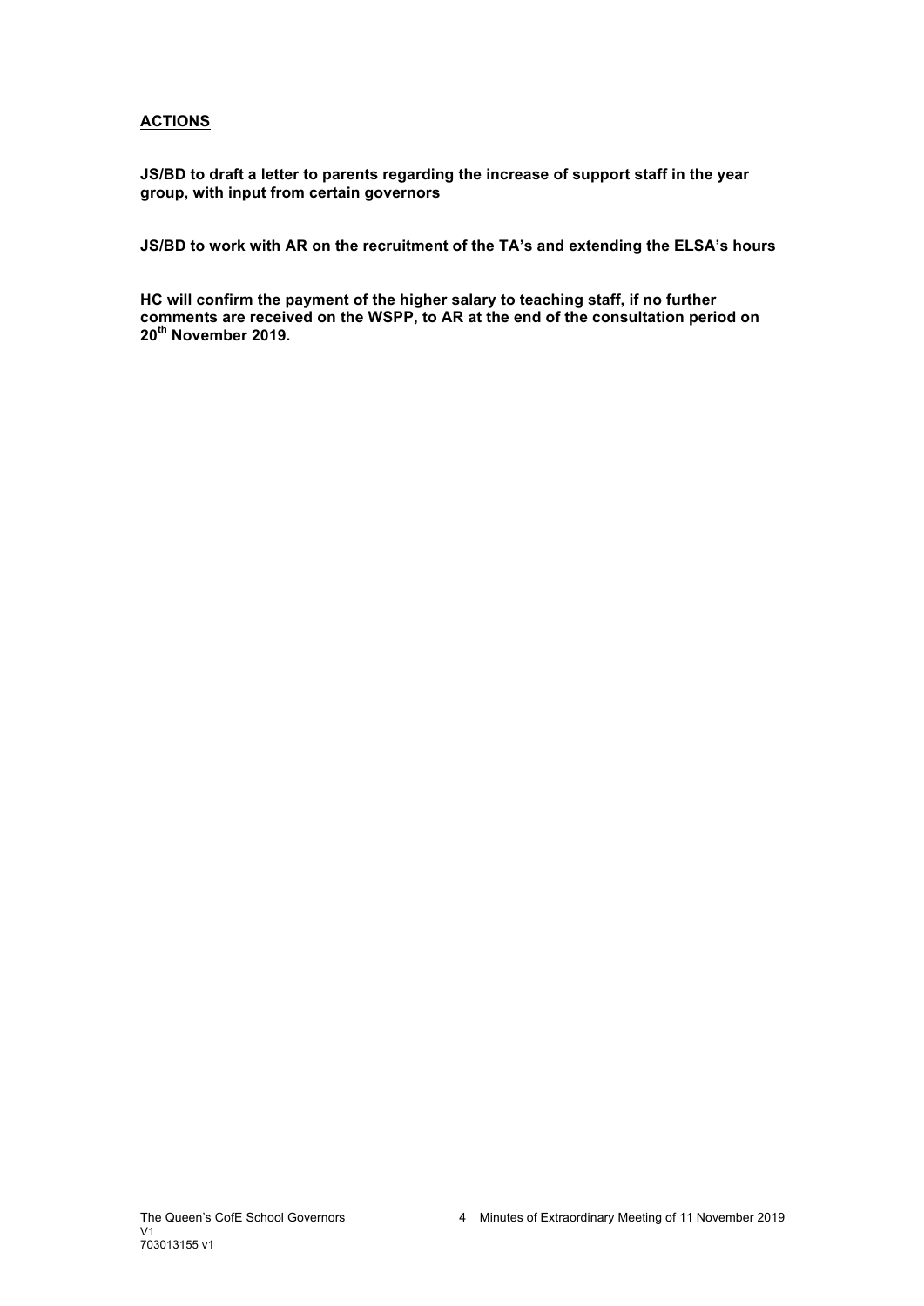## ACTIONS

**JS/BD to draft a letter to parents regarding the increase of support staff in the year group, with input from certain governors**

**JS/BD to work with AR on the recruitment of the TA's and extending the ELSA's hours**

**HC will confirm the payment of the higher salary to teaching staff, if no further comments are received on the WSPP, to AR at the end of the consultation period on 20th November 2019.**